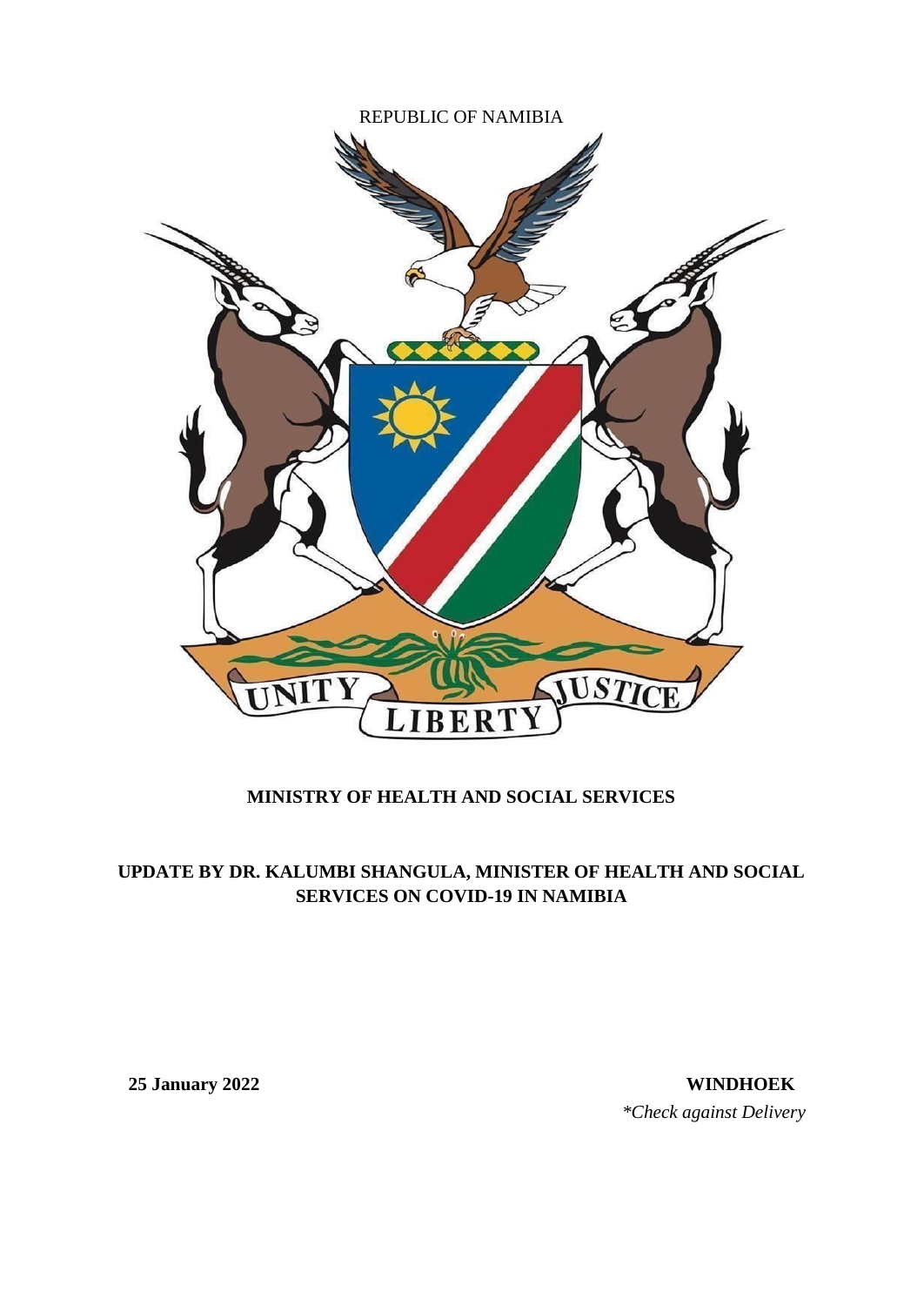REPUBLIC OF NAMIBIA

UNITY LIBERTY JUSTICE

**MINISTRY OF HEALTH AND SOCIAL SERVICES**

**UPDATE BY DR. KALUMBI SHANGULA, MINISTER OF HEALTH AND SOCIAL SERVICES ON COVID-19 IN NAMIBIA**

**25 January 2022** **WINDHOEK**

*\*Check against Delivery*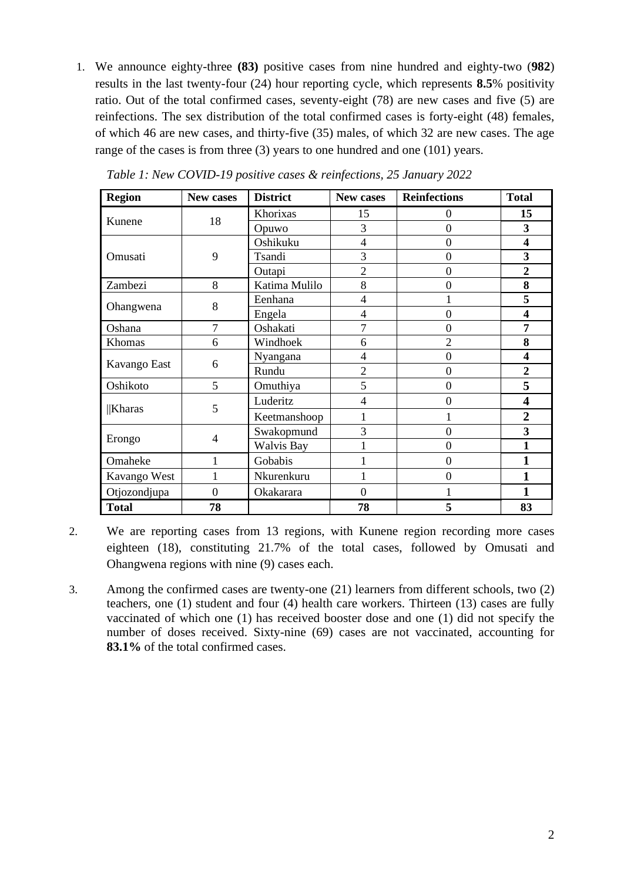1. We announce eighty-three **(83)** positive cases from nine hundred and eighty-two (**982**) results in the last twenty-four (24) hour reporting cycle, which represents **8.5**% positivity ratio. Out of the total confirmed cases, seventy-eight (78) are new cases and five (5) are reinfections. The sex distribution of the total confirmed cases is forty-eight (48) females, of which 46 are new cases, and thirty-five (35) males, of which 32 are new cases. The age range of the cases is from three (3) years to one hundred and one (101) years.

*Table 1: New COVID-19 positive cases & reinfections, 25 January 2022*

| **Region** | **New cases** | **District** | **New cases** | **Reinfections** | **Total** |
|---|---|---|---|---|---|
| Kunene | 18 | Khorixas | 15 | 0 | **15** |
| | | Opuwo | 3 | 0 | **3** |
| Omusati | 9 | Oshikuku | 4 | 0 | **4** |
| | | Tsandi | 3 | 0 | **3** |
| | | Outapi | 2 | 0 | **2** |
| Zambezi | 8 | Katima Mulilo | 8 | 0 | **8** |
| Ohangwena | 8 | Eenhana | 4 | 1 | **5** |
| | | Engela | 4 | 0 | **4** |
| Oshana | 7 | Oshakati | 7 | 0 | **7** |
| Khomas | 6 | Windhoek | 6 | 2 | **8** |
| Kavango East | 6 | Nyangana | 4 | 0 | **4** |
| | | Rundu | 2 | 0 | **2** |
| Oshikoto | 5 | Omuthiya | 5 | 0 | **5** |
| ǁKharas | 5 | Luderitz | 4 | 0 | **4** |
| | | Keetmanshoop | 1 | 1 | **2** |
| Erongo | 4 | Swakopmund | 3 | 0 | **3** |
| | | Walvis Bay | 1 | 0 | **1** |
| Omaheke | 1 | Gobabis | 1 | 0 | **1** |
| Kavango West | 1 | Nkurenkuru | 1 | 0 | **1** |
| Otjozondjupa | 0 | Okakarara | 0 | 1 | **1** |
| **Total** | **78** | | **78** | **5** | **83** |

2. We are reporting cases from 13 regions, with Kunene region recording more cases eighteen (18), constituting 21.7% of the total cases, followed by Omusati and Ohangwena regions with nine (9) cases each.

3. Among the confirmed cases are twenty-one (21) learners from different schools, two (2) teachers, one (1) student and four (4) health care workers. Thirteen (13) cases are fully vaccinated of which one (1) has received booster dose and one (1) did not specify the number of doses received. Sixty-nine (69) cases are not vaccinated, accounting for **83.1%** of the total confirmed cases.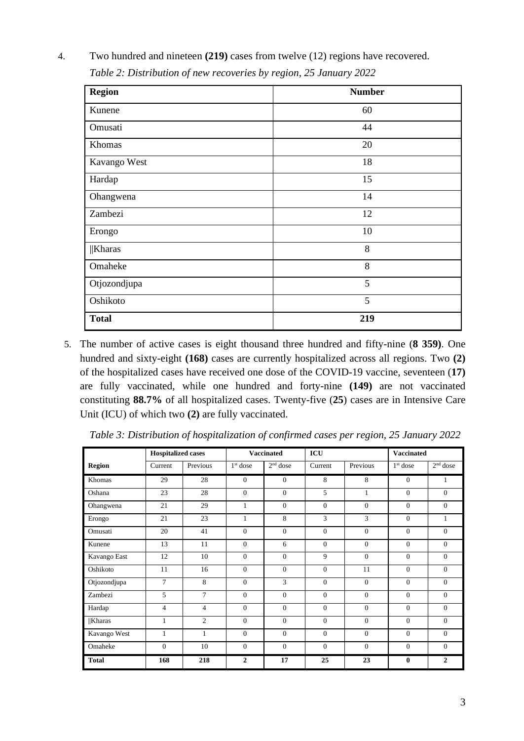4. Two hundred and nineteen **(219)** cases from twelve (12) regions have recovered.

*Table 2: Distribution of new recoveries by region, 25 January 2022*

| Region | Number |
|---|---|
| Kunene | 60 |
| Omusati | 44 |
| Khomas | 20 |
| Kavango West | 18 |
| Hardap | 15 |
| Ohangwena | 14 |
| Zambezi | 12 |
| Erongo | 10 |
| ǁKharas | 8 |
| Omaheke | 8 |
| Otjozondjupa | 5 |
| Oshikoto | 5 |
| **Total** | **219** |

5. The number of active cases is eight thousand three hundred and fifty-nine (**8 359)**. One hundred and sixty-eight **(168)** cases are currently hospitalized across all regions. Two **(2)** of the hospitalized cases have received one dose of the COVID-19 vaccine, seventeen (**17)** are fully vaccinated, while one hundred and forty-nine **(149)** are not vaccinated constituting **88.7%** of all hospitalized cases. Twenty-five (**25**) cases are in Intensive Care Unit (ICU) of which two **(2)** are fully vaccinated.

*Table 3: Distribution of hospitalization of confirmed cases per region, 25 January 2022*

| | Hospitalized cases | | Vaccinated | | ICU | | Vaccinated | |
|---|---|---|---|---|---|---|---|---|
| **Region** | Current | Previous | 1st dose | 2nd dose | Current | Previous | 1st dose | 2nd dose |
| Khomas | 29 | 28 | 0 | 0 | 8 | 8 | 0 | 1 |
| Oshana | 23 | 28 | 0 | 0 | 5 | 1 | 0 | 0 |
| Ohangwena | 21 | 29 | 1 | 0 | 0 | 0 | 0 | 0 |
| Erongo | 21 | 23 | 1 | 8 | 3 | 3 | 0 | 1 |
| Omusati | 20 | 41 | 0 | 0 | 0 | 0 | 0 | 0 |
| Kunene | 13 | 11 | 0 | 6 | 0 | 0 | 0 | 0 |
| Kavango East | 12 | 10 | 0 | 0 | 9 | 0 | 0 | 0 |
| Oshikoto | 11 | 16 | 0 | 0 | 0 | 11 | 0 | 0 |
| Otjozondjupa | 7 | 8 | 0 | 3 | 0 | 0 | 0 | 0 |
| Zambezi | 5 | 7 | 0 | 0 | 0 | 0 | 0 | 0 |
| Hardap | 4 | 4 | 0 | 0 | 0 | 0 | 0 | 0 |
| ǁKharas | 1 | 2 | 0 | 0 | 0 | 0 | 0 | 0 |
| Kavango West | 1 | 1 | 0 | 0 | 0 | 0 | 0 | 0 |
| Omaheke | 0 | 10 | 0 | 0 | 0 | 0 | 0 | 0 |
| **Total** | **168** | **218** | **2** | **17** | **25** | **23** | **0** | **2** |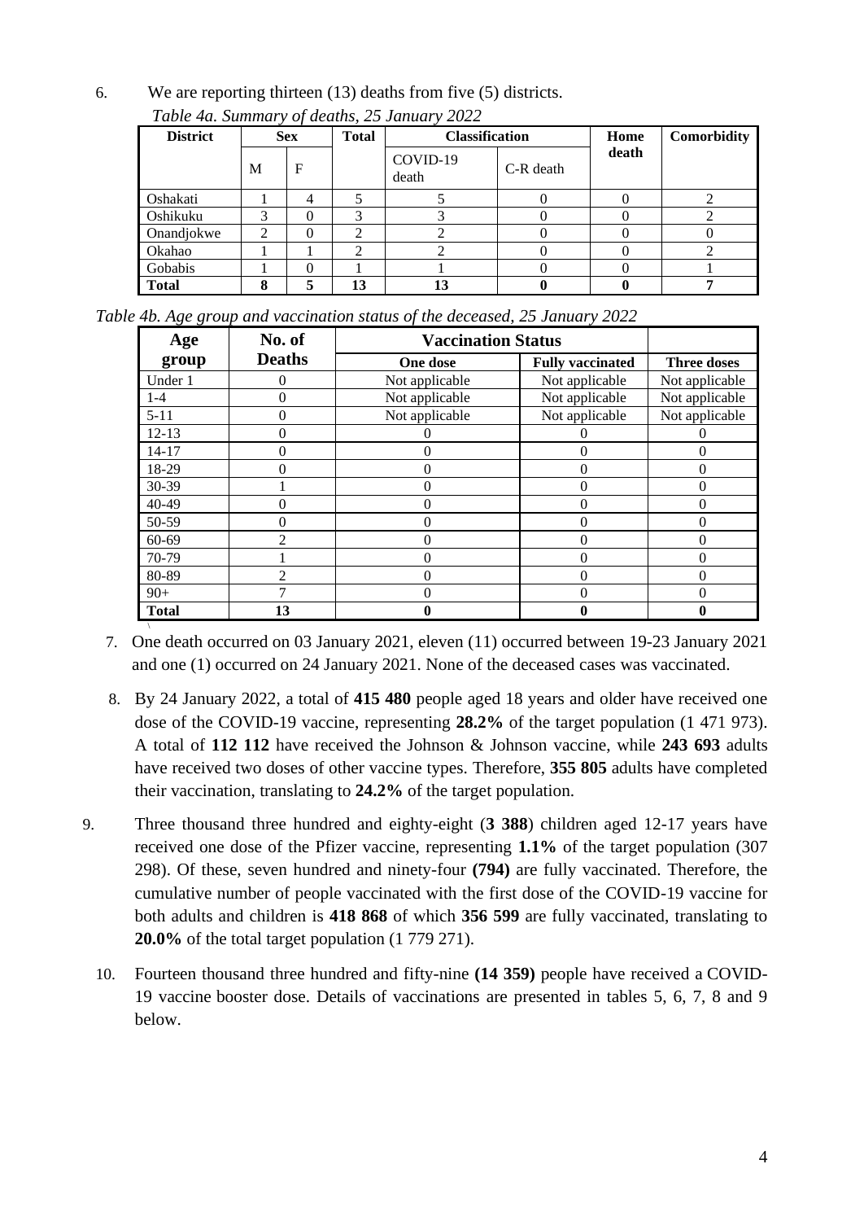6. We are reporting thirteen (13) deaths from five (5) districts.

*Table 4a. Summary of deaths, 25 January 2022*

| District | Sex | | Total | Classification | | Home death | Comorbidity |
|---|---|---|---|---|---|---|---|
| | M | F | | COVID-19 death | C-R death | | |
| Oshakati | 1 | 4 | 5 | 5 | 0 | 0 | 2 |
| Oshikuku | 3 | 0 | 3 | 3 | 0 | 0 | 2 |
| Onandjokwe | 2 | 0 | 2 | 2 | 0 | 0 | 0 |
| Okahao | 1 | 1 | 2 | 2 | 0 | 0 | 2 |
| Gobabis | 1 | 0 | 1 | 1 | 0 | 0 | 1 |
| **Total** | **8** | **5** | **13** | **13** | **0** | **0** | **7** |

*Table 4b. Age group and vaccination status of the deceased, 25 January 2022*

| Age group | No. of Deaths | Vaccination Status | | |
|---|---|---|---|---|
| | | One dose | Fully vaccinated | Three doses |
| Under 1 | 0 | Not applicable | Not applicable | Not applicable |
| 1-4 | 0 | Not applicable | Not applicable | Not applicable |
| 5-11 | 0 | Not applicable | Not applicable | Not applicable |
| 12-13 | 0 | 0 | 0 | 0 |
| 14-17 | 0 | 0 | 0 | 0 |
| 18-29 | 0 | 0 | 0 | 0 |
| 30-39 | 1 | 0 | 0 | 0 |
| 40-49 | 0 | 0 | 0 | 0 |
| 50-59 | 0 | 0 | 0 | 0 |
| 60-69 | 2 | 0 | 0 | 0 |
| 70-79 | 1 | 0 | 0 | 0 |
| 80-89 | 2 | 0 | 0 | 0 |
| 90+ | 7 | 0 | 0 | 0 |
| **Total** | **13** | **0** | **0** | **0** |

7. One death occurred on 03 January 2021, eleven (11) occurred between 19-23 January 2021 and one (1) occurred on 24 January 2021. None of the deceased cases was vaccinated.

8. By 24 January 2022, a total of **415 480** people aged 18 years and older have received one dose of the COVID-19 vaccine, representing **28.2%** of the target population (1 471 973). A total of **112 112** have received the Johnson & Johnson vaccine, while **243 693** adults have received two doses of other vaccine types. Therefore, **355 805** adults have completed their vaccination, translating to **24.2%** of the target population.

9. Three thousand three hundred and eighty-eight (**3 388**) children aged 12-17 years have received one dose of the Pfizer vaccine, representing **1.1%** of the target population (307 298). Of these, seven hundred and ninety-four **(794)** are fully vaccinated. Therefore, the cumulative number of people vaccinated with the first dose of the COVID-19 vaccine for both adults and children is **418 868** of which **356 599** are fully vaccinated, translating to **20.0%** of the total target population (1 779 271).

10. Fourteen thousand three hundred and fifty-nine **(14 359)** people have received a COVID-19 vaccine booster dose. Details of vaccinations are presented in tables 5, 6, 7, 8 and 9 below.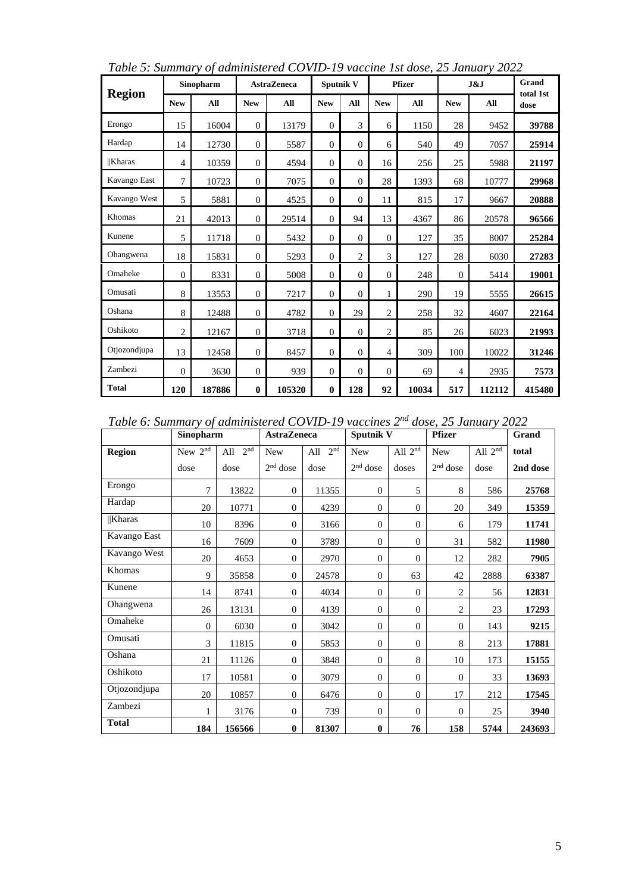*Table 5: Summary of administered COVID-19 vaccine 1st dose, 25 January 2022*

| Region | Sinopharm | | AstraZeneca | | Sputnik V | | Pfizer | | J&J | | Grand total 1st dose |
|---|---|---|---|---|---|---|---|---|---|---|---|
| | New | All | New | All | New | All | New | All | New | All | |
| Erongo | 15 | 16004 | 0 | 13179 | 0 | 3 | 6 | 1150 | 28 | 9452 | **39788** |
| Hardap | 14 | 12730 | 0 | 5587 | 0 | 0 | 6 | 540 | 49 | 7057 | **25914** |
| ǁKharas | 4 | 10359 | 0 | 4594 | 0 | 0 | 16 | 256 | 25 | 5988 | **21197** |
| Kavango East | 7 | 10723 | 0 | 7075 | 0 | 0 | 28 | 1393 | 68 | 10777 | **29968** |
| Kavango West | 5 | 5881 | 0 | 4525 | 0 | 0 | 11 | 815 | 17 | 9667 | **20888** |
| Khomas | 21 | 42013 | 0 | 29514 | 0 | 94 | 13 | 4367 | 86 | 20578 | **96566** |
| Kunene | 5 | 11718 | 0 | 5432 | 0 | 0 | 0 | 127 | 35 | 8007 | **25284** |
| Ohangwena | 18 | 15831 | 0 | 5293 | 0 | 2 | 3 | 127 | 28 | 6030 | **27283** |
| Omaheke | 0 | 8331 | 0 | 5008 | 0 | 0 | 0 | 248 | 0 | 5414 | **19001** |
| Omusati | 8 | 13553 | 0 | 7217 | 0 | 0 | 1 | 290 | 19 | 5555 | **26615** |
| Oshana | 8 | 12488 | 0 | 4782 | 0 | 29 | 2 | 258 | 32 | 4607 | **22164** |
| Oshikoto | 2 | 12167 | 0 | 3718 | 0 | 0 | 2 | 85 | 26 | 6023 | **21993** |
| Otjozondjupa | 13 | 12458 | 0 | 8457 | 0 | 0 | 4 | 309 | 100 | 10022 | **31246** |
| Zambezi | 0 | 3630 | 0 | 939 | 0 | 0 | 0 | 69 | 4 | 2935 | **7573** |
| **Total** | **120** | **187886** | **0** | **105320** | **0** | **128** | **92** | **10034** | **517** | **112112** | **415480** |

*Table 6: Summary of administered COVID-19 vaccines 2nd dose, 25 January 2022*

| | Sinopharm | | AstraZeneca | | Sputnik V | | Pfizer | | Grand |
|---|---|---|---|---|---|---|---|---|---|
| **Region** | New 2nd dose | All 2nd dose | New 2nd dose | All 2nd dose | New 2nd dose | All 2nd doses | New 2nd dose | All 2nd dose | **total 2nd dose** |
| Erongo | 7 | 13822 | 0 | 11355 | 0 | 5 | 8 | 586 | **25768** |
| Hardap | 20 | 10771 | 0 | 4239 | 0 | 0 | 20 | 349 | **15359** |
| ǁKharas | 10 | 8396 | 0 | 3166 | 0 | 0 | 6 | 179 | **11741** |
| Kavango East | 16 | 7609 | 0 | 3789 | 0 | 0 | 31 | 582 | **11980** |
| Kavango West | 20 | 4653 | 0 | 2970 | 0 | 0 | 12 | 282 | **7905** |
| Khomas | 9 | 35858 | 0 | 24578 | 0 | 63 | 42 | 2888 | **63387** |
| Kunene | 14 | 8741 | 0 | 4034 | 0 | 0 | 2 | 56 | **12831** |
| Ohangwena | 26 | 13131 | 0 | 4139 | 0 | 0 | 2 | 23 | **17293** |
| Omaheke | 0 | 6030 | 0 | 3042 | 0 | 0 | 0 | 143 | **9215** |
| Omusati | 3 | 11815 | 0 | 5853 | 0 | 0 | 8 | 213 | **17881** |
| Oshana | 21 | 11126 | 0 | 3848 | 0 | 8 | 10 | 173 | **15155** |
| Oshikoto | 17 | 10581 | 0 | 3079 | 0 | 0 | 0 | 33 | **13693** |
| Otjozondjupa | 20 | 10857 | 0 | 6476 | 0 | 0 | 17 | 212 | **17545** |
| Zambezi | 1 | 3176 | 0 | 739 | 0 | 0 | 0 | 25 | **3940** |
| **Total** | **184** | **156566** | **0** | **81307** | **0** | **76** | **158** | **5744** | **243693** |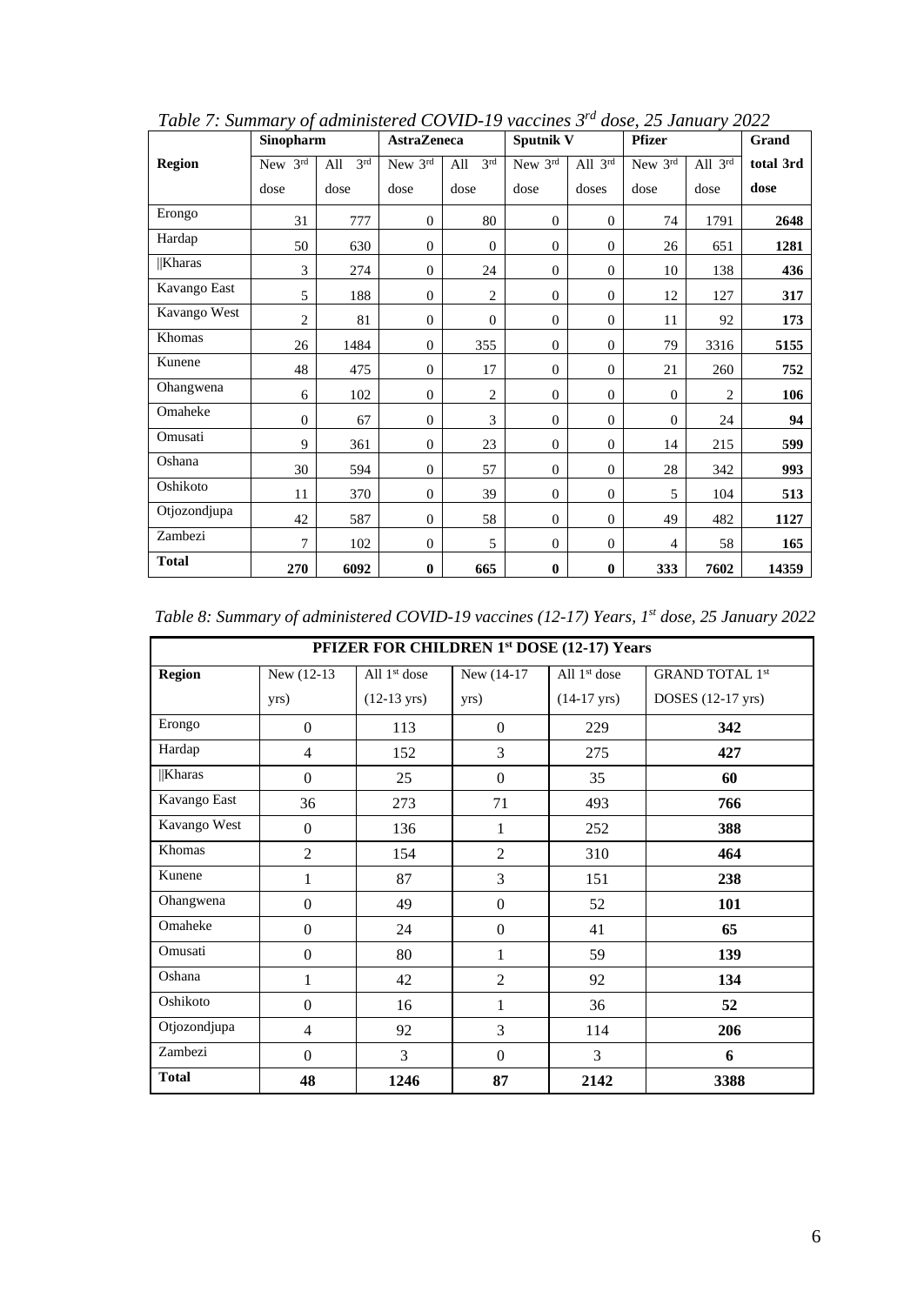*Table 7: Summary of administered COVID-19 vaccines 3rd dose, 25 January 2022*

| Region | Sinopharm | | AstraZeneca | | Sputnik V | | Pfizer | | Grand total 3rd dose |
|---|---|---|---|---|---|---|---|---|---|
| | New 3rd dose | All 3rd dose | New 3rd dose | All 3rd dose | New 3rd dose | All 3rd doses | New 3rd dose | All 3rd dose | |
| Erongo | 31 | 777 | 0 | 80 | 0 | 0 | 74 | 1791 | **2648** |
| Hardap | 50 | 630 | 0 | 0 | 0 | 0 | 26 | 651 | **1281** |
| ǁKharas | 3 | 274 | 0 | 24 | 0 | 0 | 10 | 138 | **436** |
| Kavango East | 5 | 188 | 0 | 2 | 0 | 0 | 12 | 127 | **317** |
| Kavango West | 2 | 81 | 0 | 0 | 0 | 0 | 11 | 92 | **173** |
| Khomas | 26 | 1484 | 0 | 355 | 0 | 0 | 79 | 3316 | **5155** |
| Kunene | 48 | 475 | 0 | 17 | 0 | 0 | 21 | 260 | **752** |
| Ohangwena | 6 | 102 | 0 | 2 | 0 | 0 | 0 | 2 | **106** |
| Omaheke | 0 | 67 | 0 | 3 | 0 | 0 | 0 | 24 | **94** |
| Omusati | 9 | 361 | 0 | 23 | 0 | 0 | 14 | 215 | **599** |
| Oshana | 30 | 594 | 0 | 57 | 0 | 0 | 28 | 342 | **993** |
| Oshikoto | 11 | 370 | 0 | 39 | 0 | 0 | 5 | 104 | **513** |
| Otjozondjupa | 42 | 587 | 0 | 58 | 0 | 0 | 49 | 482 | **1127** |
| Zambezi | 7 | 102 | 0 | 5 | 0 | 0 | 4 | 58 | **165** |
| **Total** | **270** | **6092** | **0** | **665** | **0** | **0** | **333** | **7602** | **14359** |

*Table 8: Summary of administered COVID-19 vaccines (12-17) Years, 1st dose, 25 January 2022*

| PFIZER FOR CHILDREN 1st DOSE (12-17) Years | | | | | |
|---|---|---|---|---|---|
| **Region** | New (12-13 yrs) | All 1st dose (12-13 yrs) | New (14-17 yrs) | All 1st dose (14-17 yrs) | GRAND TOTAL 1st DOSES (12-17 yrs) |
| Erongo | 0 | 113 | 0 | 229 | **342** |
| Hardap | 4 | 152 | 3 | 275 | **427** |
| ǁKharas | 0 | 25 | 0 | 35 | **60** |
| Kavango East | 36 | 273 | 71 | 493 | **766** |
| Kavango West | 0 | 136 | 1 | 252 | **388** |
| Khomas | 2 | 154 | 2 | 310 | **464** |
| Kunene | 1 | 87 | 3 | 151 | **238** |
| Ohangwena | 0 | 49 | 0 | 52 | **101** |
| Omaheke | 0 | 24 | 0 | 41 | **65** |
| Omusati | 0 | 80 | 1 | 59 | **139** |
| Oshana | 1 | 42 | 2 | 92 | **134** |
| Oshikoto | 0 | 16 | 1 | 36 | **52** |
| Otjozondjupa | 4 | 92 | 3 | 114 | **206** |
| Zambezi | 0 | 3 | 0 | 3 | **6** |
| **Total** | **48** | **1246** | **87** | **2142** | **3388** |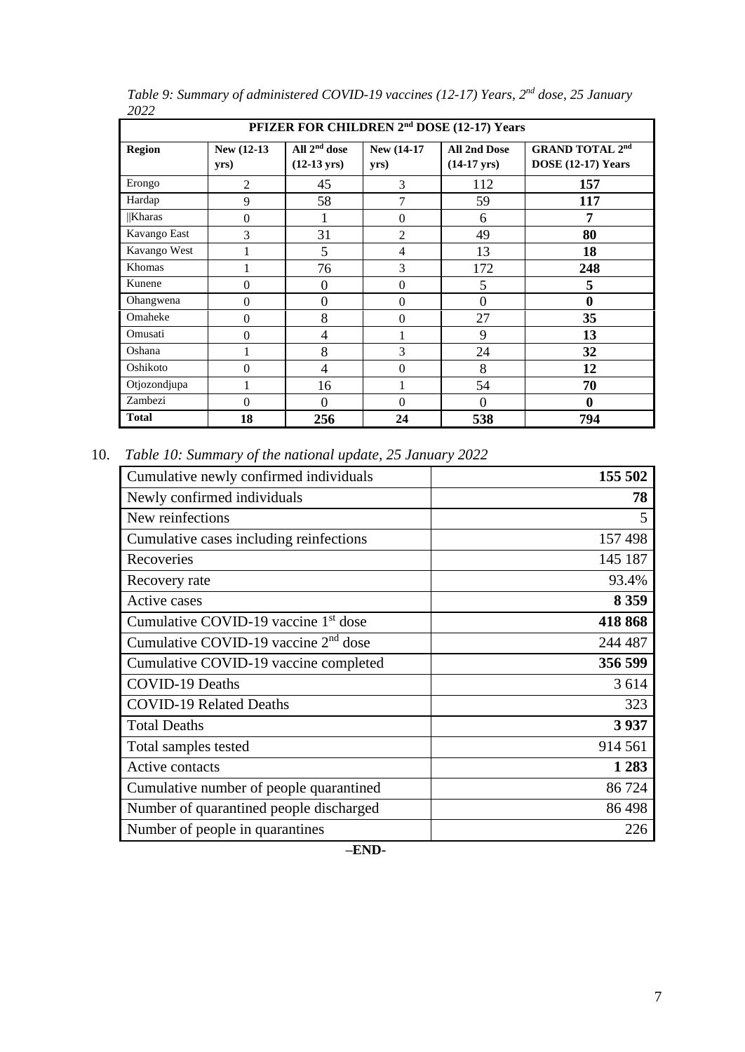*Table 9: Summary of administered COVID-19 vaccines (12-17) Years, 2nd dose, 25 January 2022*

| PFIZER FOR CHILDREN 2nd DOSE (12-17) Years | | | | | |
|---|---|---|---|---|---|
| **Region** | **New (12-13 yrs)** | **All 2nd dose (12-13 yrs)** | **New (14-17 yrs)** | **All 2nd Dose (14-17 yrs)** | **GRAND TOTAL 2nd DOSE (12-17) Years** |
| Erongo | 2 | 45 | 3 | 112 | **157** |
| Hardap | 9 | 58 | 7 | 59 | **117** |
| ǁKharas | 0 | 1 | 0 | 6 | **7** |
| Kavango East | 3 | 31 | 2 | 49 | **80** |
| Kavango West | 1 | 5 | 4 | 13 | **18** |
| Khomas | 1 | 76 | 3 | 172 | **248** |
| Kunene | 0 | 0 | 0 | 5 | **5** |
| Ohangwena | 0 | 0 | 0 | 0 | **0** |
| Omaheke | 0 | 8 | 0 | 27 | **35** |
| Omusati | 0 | 4 | 1 | 9 | **13** |
| Oshana | 1 | 8 | 3 | 24 | **32** |
| Oshikoto | 0 | 4 | 0 | 8 | **12** |
| Otjozondjupa | 1 | 16 | 1 | 54 | **70** |
| Zambezi | 0 | 0 | 0 | 0 | **0** |
| **Total** | **18** | **256** | **24** | **538** | **794** |

10. *Table 10: Summary of the national update, 25 January 2022*

| | |
|---|---|
| Cumulative newly confirmed individuals | **155 502** |
| Newly confirmed individuals | **78** |
| New reinfections | 5 |
| Cumulative cases including reinfections | 157 498 |
| Recoveries | 145 187 |
| Recovery rate | 93.4% |
| Active cases | **8 359** |
| Cumulative COVID-19 vaccine 1st dose | **418 868** |
| Cumulative COVID-19 vaccine 2nd dose | 244 487 |
| Cumulative COVID-19 vaccine completed | **356 599** |
| COVID-19 Deaths | 3 614 |
| COVID-19 Related Deaths | 323 |
| Total Deaths | **3 937** |
| Total samples tested | 914 561 |
| Active contacts | **1 283** |
| Cumulative number of people quarantined | 86 724 |
| Number of quarantined people discharged | 86 498 |
| Number of people in quarantines | 226 |

**–END-**